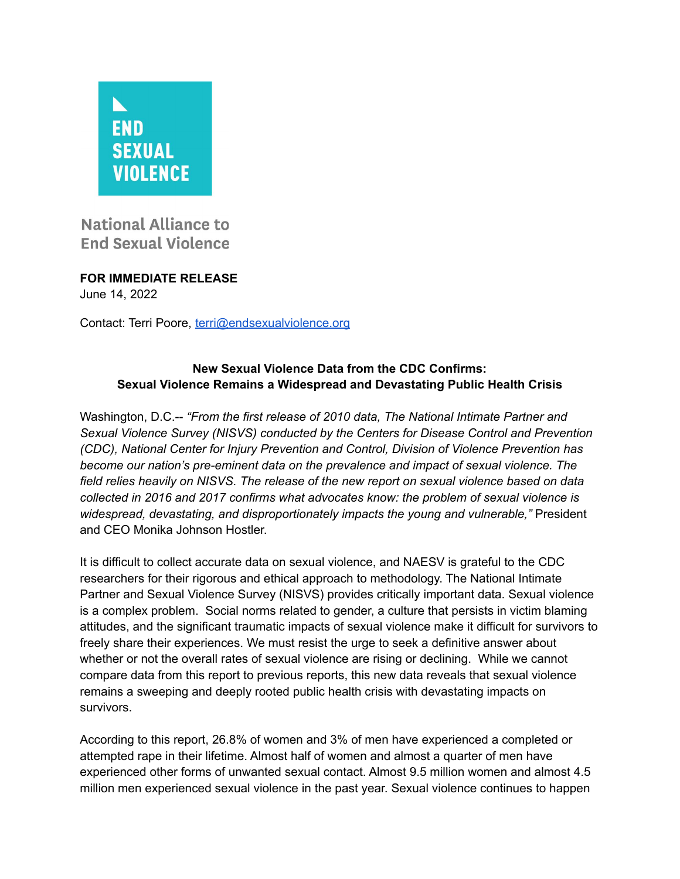END SEXUAL VIOLENCE

National Alliance to End Sexual Violence

**FOR IMMEDIATE RELEASE**
June 14, 2022

Contact: Terri Poore, [terri@endsexualviolence.org](mailto:terri@endsexualviolence.org)

**New Sexual Violence Data from the CDC Confirms:**
**Sexual Violence Remains a Widespread and Devastating Public Health Crisis**

Washington, D.C.-- *"From the first release of 2010 data, The National Intimate Partner and Sexual Violence Survey (NISVS) conducted by the Centers for Disease Control and Prevention (CDC), National Center for Injury Prevention and Control, Division of Violence Prevention has become our nation's pre-eminent data on the prevalence and impact of sexual violence. The field relies heavily on NISVS. The release of the new report on sexual violence based on data collected in 2016 and 2017 confirms what advocates know: the problem of sexual violence is widespread, devastating, and disproportionately impacts the young and vulnerable,"* President and CEO Monika Johnson Hostler.

It is difficult to collect accurate data on sexual violence, and NAESV is grateful to the CDC researchers for their rigorous and ethical approach to methodology. The National Intimate Partner and Sexual Violence Survey (NISVS) provides critically important data. Sexual violence is a complex problem. Social norms related to gender, a culture that persists in victim blaming attitudes, and the significant traumatic impacts of sexual violence make it difficult for survivors to freely share their experiences. We must resist the urge to seek a definitive answer about whether or not the overall rates of sexual violence are rising or declining. While we cannot compare data from this report to previous reports, this new data reveals that sexual violence remains a sweeping and deeply rooted public health crisis with devastating impacts on survivors.

According to this report, 26.8% of women and 3% of men have experienced a completed or attempted rape in their lifetime. Almost half of women and almost a quarter of men have experienced other forms of unwanted sexual contact. Almost 9.5 million women and almost 4.5 million men experienced sexual violence in the past year. Sexual violence continues to happen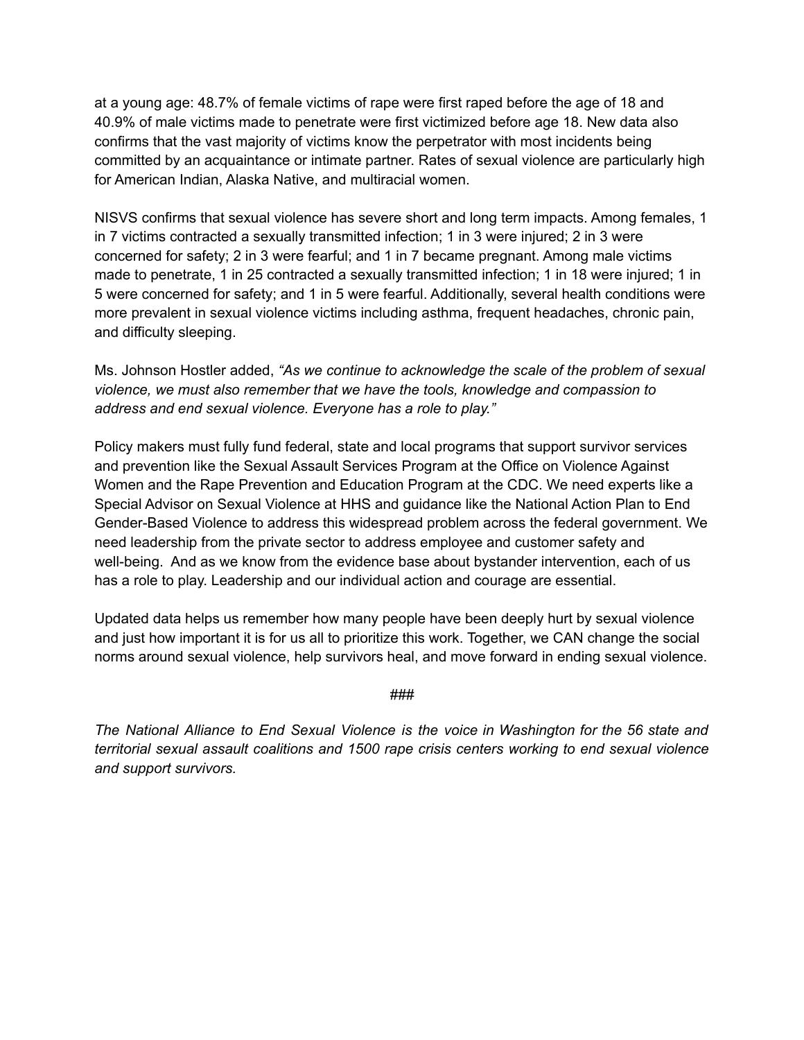at a young age: 48.7% of female victims of rape were first raped before the age of 18 and 40.9% of male victims made to penetrate were first victimized before age 18. New data also confirms that the vast majority of victims know the perpetrator with most incidents being committed by an acquaintance or intimate partner. Rates of sexual violence are particularly high for American Indian, Alaska Native, and multiracial women.

NISVS confirms that sexual violence has severe short and long term impacts. Among females, 1 in 7 victims contracted a sexually transmitted infection; 1 in 3 were injured; 2 in 3 were concerned for safety; 2 in 3 were fearful; and 1 in 7 became pregnant. Among male victims made to penetrate, 1 in 25 contracted a sexually transmitted infection; 1 in 18 were injured; 1 in 5 were concerned for safety; and 1 in 5 were fearful. Additionally, several health conditions were more prevalent in sexual violence victims including asthma, frequent headaches, chronic pain, and difficulty sleeping.

Ms. Johnson Hostler added, *"As we continue to acknowledge the scale of the problem of sexual violence, we must also remember that we have the tools, knowledge and compassion to address and end sexual violence. Everyone has a role to play."*

Policy makers must fully fund federal, state and local programs that support survivor services and prevention like the Sexual Assault Services Program at the Office on Violence Against Women and the Rape Prevention and Education Program at the CDC. We need experts like a Special Advisor on Sexual Violence at HHS and guidance like the National Action Plan to End Gender-Based Violence to address this widespread problem across the federal government. We need leadership from the private sector to address employee and customer safety and well-being. And as we know from the evidence base about bystander intervention, each of us has a role to play. Leadership and our individual action and courage are essential.

Updated data helps us remember how many people have been deeply hurt by sexual violence and just how important it is for us all to prioritize this work. Together, we CAN change the social norms around sexual violence, help survivors heal, and move forward in ending sexual violence.

###

*The National Alliance to End Sexual Violence is the voice in Washington for the 56 state and territorial sexual assault coalitions and 1500 rape crisis centers working to end sexual violence and support survivors.*